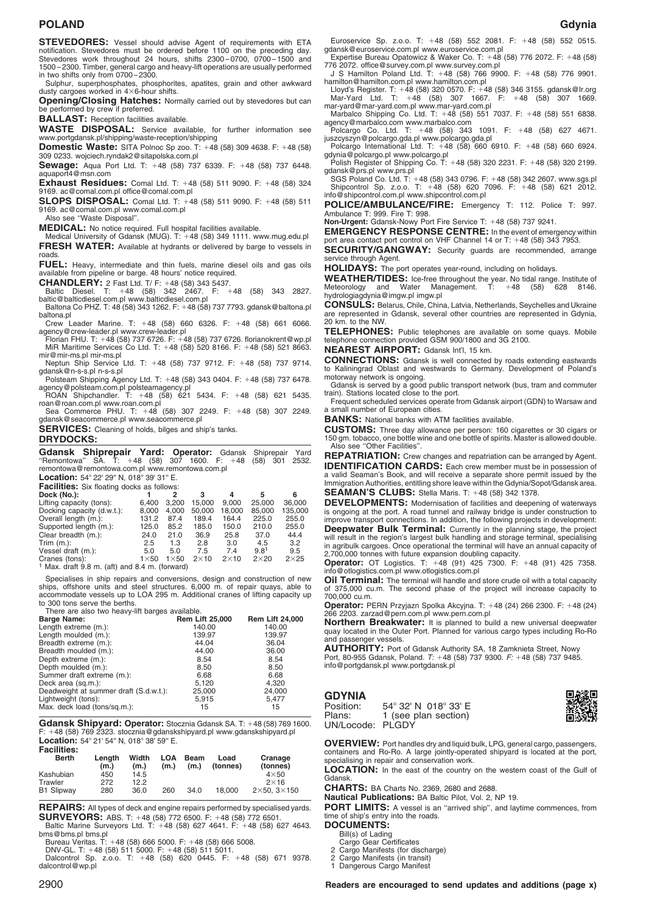**STEVEDORES:** Vessel should advise Agent of requirements with ETA notification. Stevedores must be ordered before 1100 on the preceding day. Stevedores work throughout 24 hours, shifts 2300–0700, 0700–1500 and 1500–2300. Timber, general cargo and heavy-lift operations are usually performed in two shifts only from 0700–2300.

Sulphur, superphosphates, phosphorites, apatites, grain and other awkward dusty cargoes worked in 4×6-hour shifts.

**Opening/Closing Hatches:** Normally carried out by stevedores but can be performed by crew if preferred.

**BALLAST:** Reception facilities available.

**WASTE DISPOSAL:** Service available, for further information see www.portgdansk.pl/shipping/waste-reception/shipping

**Domestic Waste:** SITA Polnoc Sp zoo. T: +48 (58) 309 4638. F: +48 (58) 309 0233. wojciech.ryndak2@sitapolska.com.pl

**Sewage:** Aqua Port Ltd. T: +48 (58) 737 6339. F: +48 (58) 737 6448. aquaport4@msn.com

**Exhaust Residues:** Comal Ltd. T: +48 (58) 511 9090. F: +48 (58) 324 9169. ac@comal.com.pl office@comal.com.pl

**SLOPS DISPOSAL:** Comal Ltd. T: +48 (58) 511 9090. F: +48 (58) 511 9169. ac@comal.com.pl www.comal.com.pl

Also see "Waste Disposal".

**MEDICAL:** No notice required. Full hospital facilities available.

Medical University of Gdansk (MUG). T: +48 (58) 349 1111. www.mug.edu.pl

**FRESH WATER:** Available at hydrants or delivered by barge to vessels in roads.

**FUEL:** Heavy, intermediate and thin fuels, marine diesel oils and gas oils available from pipeline or barge. 48 hours' notice required.

**CHANDLERY:** 2 Fast Ltd. T/ F: +48 (58) 343 5437.

Baltic Diesel. T: +48 (58) 342 2467. F: +48 (58) 343 2827. baltic@balticdiesel.com.pl www.balticdiesel.com.pl

Baltona Co PHZ. T: 48 (58) 343 1262. F: +48 (58) 737 7793. gdansk@baltona.pl baltona.pl

Crew Leader Marine. T: +48 (58) 660 6326. F: +48 (58) 661 6066. agency@crew-leader.pl www.crew-leader.pl

Florian FHU. T: +48 (58) 737 6726. F: +48 (58) 737 6726. floriankrent@wp.pl

MiR Maritime Services Co Ltd. T: +48 (58) 520 8166. F: +48 (58) 521 8663. mir@mir-ms.pl mir-ms.pl

Neptun Ship Service Ltd. T: +48 (58) 737 9712. F: +48 (58) 737 9714. gdansk@n-s-s.pl n-s-s.pl

Polsteam Shipping Agency Ltd. T: +48 (58) 343 0404. F: +48 (58) 737 6478. agency@polsteam.com.pl polsteamagency.pl

ROAN Shipchandler. T: +48 (58) 621 5434. F: +48 (58) 621 5435. roan@roan.com.pl www.roan.com.pl

Sea Commerce PHU. T: +48 (58) 307 2249. F: +48 (58) 307 2249. gdansk@seacommerce.pl www.seacommerce.pl

**SERVICES:** Cleaning of holds, bilges and ship's tanks.

**DRYDOCKS:**

**Gdansk Shiprepair Yard: Operator:** Gdansk Shiprepair Yard "Remontowa" SA. T: +48 (58) 307 1600. F: +48 (58) 301 2532. remontowa@remontowa.com.pl www.remontowa.com.pl

**Location:** 54° 22' 29" N, 018° 39' 31" E.

**Facilities:** Six floating docks as follows:

| Dock (No.): | 1 | 2 | 3 | 4 | 5 | 6 |
|---|---|---|---|---|---|---|
| Lifting capacity (tons): | 6,400 | 3,200 | 15,000 | 9,000 | 25,000 | 36,000 |
| Docking capacity (d.w.t.): | 8,000 | 4,000 | 50,000 | 18,000 | 85,000 | 135,000 |
| Overall length (m.): | 131.2 | 87.4 | 189.4 | 164.4 | 225.0 | 255.0 |
| Supported length (m.): | 125.0 | 85.2 | 185.0 | 150.0 | 210.0 | 255.0 |
| Clear breadth (m.): | 24.0 | 21.0 | 36.9 | 25.8 | 37.0 | 44.4 |
| Trim (m.): | 2.5 | 1.3 | 2.8 | 3.0 | 4.5 | 3.2 |
| Vessel draft (m.): | 5.0 | 5.0 | 7.5 | 7.4 | 9.8[1] | 9.5 |
| Cranes (tons): | 1×50 | 1×50 | 2×10 | 2×10 | 2×20 | 2×25 |

[1] Max. draft 9.8 m. (aft) and 8.4 m. (forward)

Specialises in ship repairs and conversions, design and construction of new ships, offshore units and steel structures. 6,000 m. of repair quays, able to accommodate vessels up to LOA 295 m. Additional cranes of lifting capacity up to 300 tons serve the berths.

There are also two heavy-lift barges available.

| Barge Name: | Rem Lift 25,000 | Rem Lift 24,000 |
|---|---|---|
| Length extreme (m.): | 140.00 | 140.00 |
| Length moulded (m.): | 139.97 | 139.97 |
| Breadth extreme (m.): | 44.04 | 36.04 |
| Breadth moulded (m.): | 44.00 | 36.00 |
| Depth extreme (m.): | 8.54 | 8.54 |
| Depth moulded (m.): | 8.50 | 8.50 |
| Summer draft extreme (m.): | 6.68 | 6.68 |
| Deck area (sq.m.): | 5,120 | 4,320 |
| Deadweight at summer draft (S.d.w.t.): | 25,000 | 24,000 |
| Lightweight (tons): | 5,915 | 5,477 |
| Max. deck load (tons/sq.m.): | 15 | 15 |

**Gdansk Shipyard: Operator:** Stocznia Gdansk SA. T: +48 (58) 769 1600. F: +48 (58) 769 2323. stocznia@gdanskshipyard.pl www.gdanskshipyard.pl

**Location:** 54° 21' 54" N, 018° 38' 59" E.

**Facilities:**

| Berth | Length (m.) | Width (m.) | LOA (m.) | Beam (m.) | Load (tonnes) | Cranage (tonnes) |
|---|---|---|---|---|---|---|
| Kashubian | 450 | 14.5 | | | | 4×50 |
| Trawler | 272 | 12.2 | | | | 2×16 |
| B1 Slipway | 280 | 36.0 | 260 | 34.0 | 18,000 | 2×50, 3×150 |

**REPAIRS:** All types of deck and engine repairs performed by specialised yards.

**SURVEYORS:** ABS. T: +48 (58) 772 6500. F: +48 (58) 772 6501.

Baltic Marine Surveyors Ltd. T: +48 (58) 627 4641. F: +48 (58) 627 4643. bms@bms.pl bms.pl

Bureau Veritas. T: +48 (58) 666 5000. F: +48 (58) 666 5008.

DNV-GL. T: +48 (58) 511 5000. F: +48 (58) 511 5011.

Dalcontrol Sp. z.o.o. T: +48 (58) 620 0445. F: +48 (58) 671 9378. dalcontrol@wp.pl

Euroservice Sp. z.o.o. T: +48 (58) 552 2081. F: +48 (58) 552 0515. gdansk@euroservice.com.pl www.euroservice.com.pl

Expertise Bureau Opatowicz & Waker Co. T: +48 (58) 776 2072. F: +48 (58) 776 2072. office@survey.com.pl www.survey.com.pl

J S Hamilton Poland Ltd. T: +48 (58) 766 9900. F: +48 (58) 776 9901. hamilton@hamilton.com.pl www.hamilton.com.pl

Lloyd's Register. T: +48 (58) 320 0570. F: +48 (58) 346 3155. gdansk@lr.org

Mar-Yard Ltd. T: +48 (58) 307 1667. F: +48 (58) 307 1669. mar-yard@mar-yard.com.pl www.mar-yard.com.pl

Marbalco Shipping Co. Ltd. T: +48 (58) 551 7037. F: +48 (58) 551 6838. agency@marbalco.com www.marbalco.com

Polcargo Co. Ltd. T: +48 (58) 343 1091. F: +48 (58) 627 4671. juszcyszyn@polcargo.gda.pl www.polcargo.gda.pl

Polcargo International Ltd. T: +48 (58) 660 6910. F: +48 (58) 660 6924. gdynia@polcargo.pl www.polcargo.pl

Polish Register of Shipping Co. T: +48 (58) 320 2231. F: +48 (58) 320 2199. gdansk@prs.pl www.prs.pl

SGS Poland Co. Ltd. T: +48 (58) 343 0796. F: +48 (58) 342 2607. www.sgs.pl

Shipcontrol Sp. z.o.o. T: +48 (58) 620 7096. F: +48 (58) 621 2012. info@shipcontrol.com.pl www.shipcontrol.com.pl

**POLICE/AMBULANCE/FIRE:** Emergency T: 112. Police T: 997. Ambulance T: 999. Fire T: 998.

**Non-Urgent:** Gdansk-Nowy Port Fire Service T: +48 (58) 737 9241.

**EMERGENCY RESPONSE CENTRE:** In the event of emergency within port area contact port control on VHF Channel 14 or T: +48 (58) 343 7953.

**SECURITY/GANGWAY:** Security guards are recommended, arrange service through Agent.

**HOLIDAYS:** The port operates year-round, including on holidays.

**WEATHER/TIDES:** Ice-free throughout the year. No tidal range. Institute of Meteorology and Water Management. T: +48 (58) 628 8146. hydrologiagdynia@imgw.pl imgw.pl

**CONSULS:** Belarus, Chile, China, Latvia, Netherlands, Seychelles and Ukraine are represented in Gdansk, several other countries are represented in Gdynia, 20 km. to the NW.

**TELEPHONES:** Public telephones are available on some quays. Mobile telephone connection provided GSM 900/1800 and 3G 2100.

**NEAREST AIRPORT:** Gdansk Int'l, 15 km.

**CONNECTIONS:** Gdansk is well connected by roads extending eastwards to Kaliningrad Oblast and westwards to Germany. Development of Poland's motorway network is ongoing.

Gdansk is served by a good public transport network (bus, tram and commuter train). Stations located close to the port.

Frequent scheduled services operate from Gdansk airport (GDN) to Warsaw and a small number of European cities.

**BANKS:** National banks with ATM facilities available.

**CUSTOMS:** Three day allowance per person: 160 cigarettes or 30 cigars or 150 gm. tobacco, one bottle wine and one bottle of spirits. Master is allowed double. Also see "Other Facilities".

**REPATRIATION:** Crew changes and repatriation can be arranged by Agent.

**IDENTIFICATION CARDS:** Each crew member must be in possession of a valid Seaman's Book, and will receive a separate shore permit issued by the Immigration Authorities, entitling shore leave within the Gdynia/Sopot/Gdansk area.

**SEAMAN'S CLUBS:** Stella Maris. T: +48 (58) 342 1378.

**DEVELOPMENTS:** Modernisation of facilities and deepening of waterways is ongoing at the port. A road tunnel and railway bridge is under construction to improve transport connections. In addition, the following projects in development:

**Deepwater Bulk Terminal:** Currently in the planning stage, the project will result in the region's largest bulk handling and storage terminal, specialising in agribulk cargoes. Once operational the terminal will have an annual capacity of 2,700,000 tonnes with future expansion doubling capacity.

**Operator:** OT Logistics. T: +48 (91) 425 7300. F: +48 (91) 425 7358. info@otlogistics.com.pl www.otlogistics.com.pl

**Oil Terminal:** The terminal will handle and store crude oil with a total capacity of 375,000 cu.m. The second phase of the project will increase capacity to 700,000 cu.m.

**Operator:** PERN Przyjazn Spolka Akcyjna. T: +48 (24) 266 2300. F: +48 (24) 266 2203. zarzad@pern.com.pl www.pern.com.pl

**Northern Breakwater:** It is planned to build a new universal deepwater quay located in the Outer Port. Planned for various cargo types including Ro-Ro and passenger vessels.

**AUTHORITY:** Port of Gdansk Authority SA, 18 Zamknieta Street, Nowy Port, 80-955 Gdansk, Poland. *T:* +48 (58) 737 9300. *F:* +48 (58) 737 9485. info@portgdansk.pl www.portgdansk.pl

## GDYNIA

Position: 54° 32' N 018° 33' E
Plans: 1 (see plan section)
UN/Locode: PLGDY

**OVERVIEW:** Port handles dry and liquid bulk, LPG, general cargo, passengers, containers and Ro-Ro. A large jointly-operated shipyard is located at the port, specialising in repair and conservation work.

**LOCATION:** In the east of the country on the western coast of the Gulf of Gdansk.

**CHARTS:** BA Charts No. 2369, 2680 and 2688.

**Nautical Publications:** BA Baltic Pilot, Vol. 2, NP 19.

**PORT LIMITS:** A vessel is an "arrived ship", and laytime commences, from time of ship's entry into the roads.

**DOCUMENTS:**

- Bill(s) of Lading
- Cargo Gear Certificates
- 2 Cargo Manifests (for discharge)
- 2 Cargo Manifests (in transit)
- 1 Dangerous Cargo Manifest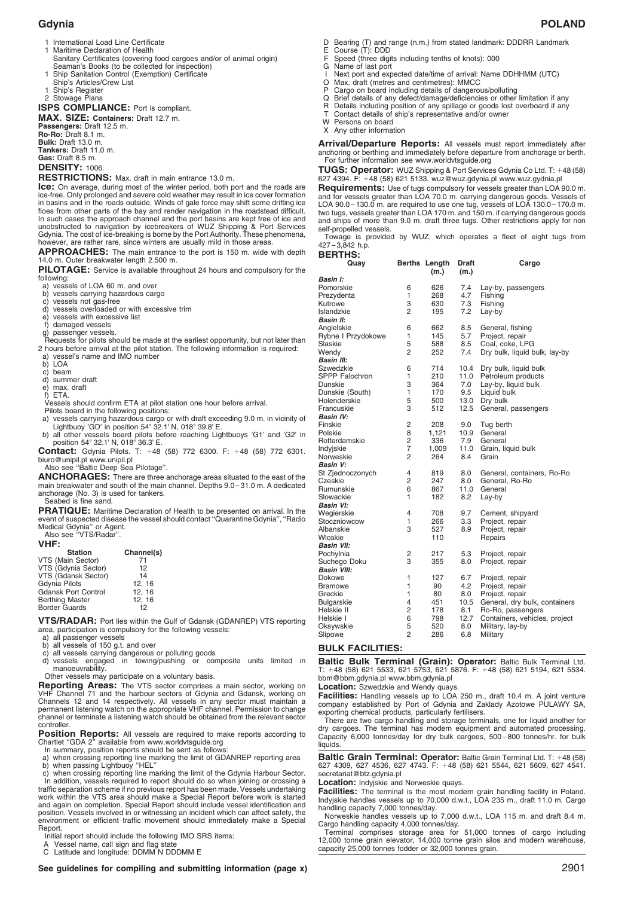1 International Load Line Certificate
1 Maritime Declaration of Health
Sanitary Certificates (covering food cargoes and/or of animal origin)
Seaman's Books (to be collected for inspection)
1 Ship Sanitation Control (Exemption) Certificate
Ship's Articles/Crew List
1 Ship's Register
2 Stowage Plans

**ISPS COMPLIANCE:** Port is compliant.

**MAX. SIZE: Containers:** Draft 12.7 m.
**Passengers:** Draft 12.5 m.
**Ro-Ro:** Draft 8.1 m.
**Bulk:** Draft 13.0 m.
**Tankers:** Draft 11.0 m.
**Gas:** Draft 8.5 m.

**DENSITY:** 1006.

**RESTRICTIONS:** Max. draft in main entrance 13.0 m.

**Ice:** On average, during most of the winter period, both port and the roads are ice-free. Only prolonged and severe cold weather may result in ice cover formation in basins and in the roads outside. Winds of gale force may shift some drifting ice floes from other parts of the bay and render navigation in the roadstead difficult. In such cases the approach channel and the port basins are kept free of ice and unobstructed to navigation by icebreakers of WUZ Shipping & Port Services Gdynia. The cost of ice-breaking is borne by the Port Authority. These phenomena, however, are rather rare, since winters are usually mild in those areas.

**APPROACHES:** The main entrance to the port is 150 m. wide with depth 14.0 m. Outer breakwater length 2.500 m.

**PILOTAGE:** Service is available throughout 24 hours and compulsory for the following:
a) vessels of LOA 60 m. and over
b) vessels carrying hazardous cargo
c) vessels not gas-free
d) vessels overloaded or with excessive trim
e) vessels with excessive list
f) damaged vessels
g) passenger vessels.

Requests for pilots should be made at the earliest opportunity, but not later than 2 hours before arrival at the pilot station. The following information is required:
a) vessel's name and IMO number
b) LOA
c) beam
d) summer draft
e) max. draft
f) ETA.

Vessels should confirm ETA at pilot station one hour before arrival.
Pilots board in the following positions:
a) vessels carrying hazardous cargo or with draft exceeding 9.0 m. in vicinity of Lightbuoy 'GD' in position 54° 32.1' N, 018° 39.8' E.
b) all other vessels board pilots before reaching Lightbuoys 'G1' and 'G2' in position 54° 32.1' N, 018° 36.3' E.

**Contact:** Gdynia Pilots. T: +48 (58) 772 6300. F: +48 (58) 772 6301. biuro@unipil.pl www.unipil.pl
Also see "Baltic Deep Sea Pilotage".

**ANCHORAGES:** There are three anchorage areas situated to the east of the main breakwater and south of the main channel. Depths 9.0 – 31.0 m. A dedicated anchorage (No. 3) is used for tankers.
Seabed is fine sand.

**PRATIQUE:** Maritime Declaration of Health to be presented on arrival. In the event of suspected disease the vessel should contact "Quarantine Gdynia", "Radio Medical Gdynia" or Agent.
Also see "VTS/Radar".

**VHF:**

| Station | Channel(s) |
|---|---|
| VTS (Main Sector) | 71 |
| VTS (Gdynia Sector) | 12 |
| VTS (Gdansk Sector) | 14 |
| Gdynia Pilots | 12, 16 |
| Gdansk Port Control | 12, 16 |
| Berthing Master | 12, 16 |
| Border Guards | 12 |

**VTS/RADAR:** Port lies within the Gulf of Gdansk (GDANREP) VTS reporting area, participation is compulsory for the following vessels:
a) all passenger vessels
b) all vessels of 150 g.t. and over
c) all vessels carrying dangerous or polluting goods
d) vessels engaged in towing/pushing or composite units limited in manoeuvrability.

Other vessels may participate on a voluntary basis.

**Reporting Areas:** The VTS sector comprises a main sector, working on VHF Channel 71 and the harbour sectors of Gdynia and Gdansk, working on Channels 12 and 14 respectively. All vessels in any sector must maintain a permanent listening watch on the appropriate VHF channel. Permission to change channel or terminate a listening watch should be obtained from the relevant sector controller.

**Position Reports:** All vessels are required to make reports according to Chartlet "GDA 2" available from www.worldvtsguide.org
In summary, position reports should be sent as follows:
a) when crossing reporting line marking the limit of GDANREP reporting area
b) when passing Lightbuoy "HEL"
c) when crossing reporting line marking the limit of the Gdynia Harbour Sector.

In addition, vessels required to report should do so when joining or crossing a traffic separation scheme if no previous report has been made. Vessels undertaking work within the VTS area should make a Special Report before work is started and again on completion. Special Report should include vessel identification and position. Vessels involved in or witnessing an incident which can affect safety, the environment or efficient traffic movement should immediately make a Special Report.

Initial report should include the following IMO SRS items:
A Vessel name, call sign and flag state
C Latitude and longitude: DDMM N DDDMM E
D Bearing (T) and range (n.m.) from stated landmark: DDDRR Landmark
E Course (T): DDD
F Speed (three digits including tenths of knots): 000
G Name of last port
I Next port and expected date/time of arrival: Name DDHHMM (UTC)
O Max. draft (metres and centimetres): MMCC
P Cargo on board including details of dangerous/polluting
Q Brief details of any defect/damage/deficiencies or other limitation if any
R Details including position of any spillage or goods lost overboard if any
T Contact details of ship's representative and/or owner
W Persons on board
X Any other information

**Arrival/Departure Reports:** All vessels must report immediately after anchoring or berthing and immediately before departure from anchorage or berth.
For further information see www.worldvtsguide.org

**TUGS: Operator:** WUZ Shipping & Port Services Gdynia Co Ltd. T: +48 (58) 627 4394. F: +48 (58) 621 5133. wuz@wuz.gdynia.pl www.wuz.gydnia.pl

**Requirements:** Use of tugs compulsory for vessels greater than LOA 90.0 m. and for vessels greater than LOA 70.0 m. carrying dangerous goods. Vessels of LOA 90.0 – 130.0 m. are required to use one tug, vessels of LOA 130.0 – 170.0 m. two tugs, vessels greater than LOA 170 m. and 150 m. if carrying dangerous goods and ships of more than 9.0 m. draft three tugs. Other restrictions apply for non self-propelled vessels.
Towage is provided by WUZ, which operates a fleet of eight tugs from 427 – 3,842 h.p.

**BERTHS:**

| Quay | Berths | Length (m.) | Draft (m.) | Cargo |
|---|---|---|---|---|
| ***Basin I:*** | | | | |
| Pomorskie | 6 | 626 | 7.4 | Lay-by, passengers |
| Prezydenta | 1 | 268 | 4.7 | Fishing |
| Kutrowe | 3 | 630 | 7.3 | Fishing |
| Islandzkie | 2 | 195 | 7.2 | Lay-by |
| ***Basin II:*** | | | | |
| Angielskie | 6 | 662 | 8.5 | General, fishing |
| Rybne I Przydokowe | 1 | 145 | 5.7 | Project, repair |
| Slaskie | 5 | 588 | 8.5 | Coal, coke, LPG |
| Wendy | 2 | 252 | 7.4 | Dry bulk, liquid bulk, lay-by |
| ***Basin III:*** | | | | |
| Szwedzkie | 6 | 714 | 10.4 | Dry bulk, liquid bulk |
| SPPP Falochron | 1 | 210 | 11.0 | Petroleum products |
| Dunskie | 3 | 364 | 7.0 | Lay-by, liquid bulk |
| Dunskie (South) | 1 | 170 | 9.5 | Liquid bulk |
| Holenderskie | 5 | 500 | 13.0 | Dry bulk |
| Francuskie | 3 | 512 | 12.5 | General, passengers |
| ***Basin IV:*** | | | | |
| Finskie | 2 | 208 | 9.0 | Tug berth |
| Polskie | 8 | 1,121 | 10.9 | General |
| Rotterdamskie | 2 | 336 | 7.9 | General |
| Indyjskie | 7 | 1,009 | 11.0 | Grain, liquid bulk |
| Norweskie | 2 | 264 | 8.4 | Grain |
| ***Basin V:*** | | | | |
| St Zjednoczonych | 4 | 819 | 8.0 | General, containers, Ro-Ro |
| Czeskie | 2 | 247 | 8.0 | General, Ro-Ro |
| Rumunskie | 6 | 867 | 11.0 | General |
| Slowackie | 1 | 182 | 8.2 | Lay-by |
| ***Basin VI:*** | | | | |
| Wegierskie | 4 | 708 | 9.7 | Cement, shipyard |
| Stoczniowcow | 1 | 266 | 3.3 | Project, repair |
| Albanskie | 3 | 527 | 8.9 | Project, repair |
| Wloskie | | 110 | | Repairs |
| ***Basin VII:*** | | | | |
| Pochylnia | 2 | 217 | 5.3 | Project, repair |
| Suchego Doku | 3 | 355 | 8.0 | Project, repair |
| ***Basin VIII:*** | | | | |
| Dokowe | 1 | 127 | 6.7 | Project, repair |
| Bramowe | 1 | 90 | 4.2 | Project, repair |
| Greckie | 1 | 80 | 8.0 | Project, repair |
| Bulgarskie | 4 | 451 | 10.5 | General, dry bulk, containers |
| Helskie II | 2 | 178 | 8.1 | Ro-Ro, passengers |
| Helskie I | 6 | 798 | 12.7 | Containers, vehicles, project |
| Oksywskie | 5 | 520 | 8.0 | Military, lay-by |
| Slipowe | 2 | 286 | 6.8 | Military |

## BULK FACILITIES:

**Baltic Bulk Terminal (Grain): Operator:** Baltic Bulk Terminal Ltd. T: +48 (58) 621 5533, 621 5753, 621 5876. F: +48 (58) 621 5194, 621 5534. bbm@bbm.gdynia.pl www.bbm.gdynia.pl

**Location:** Szwedzkie and Wendy quays.

**Facilities:** Handling vessels up to LOA 250 m., draft 10.4 m. A joint venture company established by Port of Gdynia and Zaklady Azotowe PULAWY SA, exporting chemical products, particularly fertilisers.
There are two cargo handling and storage terminals, one for liquid another for dry cargoes. The terminal has modern equipment and automated processing. Capacity 6,000 tonnes/day for dry bulk cargoes, 500 – 800 tonnes/hr. for bulk liquids.

**Baltic Grain Terminal: Operator:** Baltic Grain Terminal Ltd. T: +48 (58) 627 4309, 627 4536, 627 4743. F: +48 (58) 621 5544, 621 5609, 627 4541. secretariat@btz.gdynia.pl

**Location:** Indyjskie and Norweskie quays.

**Facilities:** The terminal is the most modern grain handling facility in Poland. Indyjskie handles vessels up to 70,000 d.w.t., LOA 235 m., draft 11.0 m. Cargo handling capacity 7,000 tonnes/day.
Norweskie handles vessels up to 7,000 d.w.t., LOA 115 m. and draft 8.4 m. Cargo handling capacity 4,000 tonnes/day.
Terminal comprises storage area for 51,000 tonnes of cargo including 12,000 tonne grain elevator, 14,000 tonne grain silos and modern warehouse, capacity 25,000 tonnes fodder or 32,000 tonnes grain.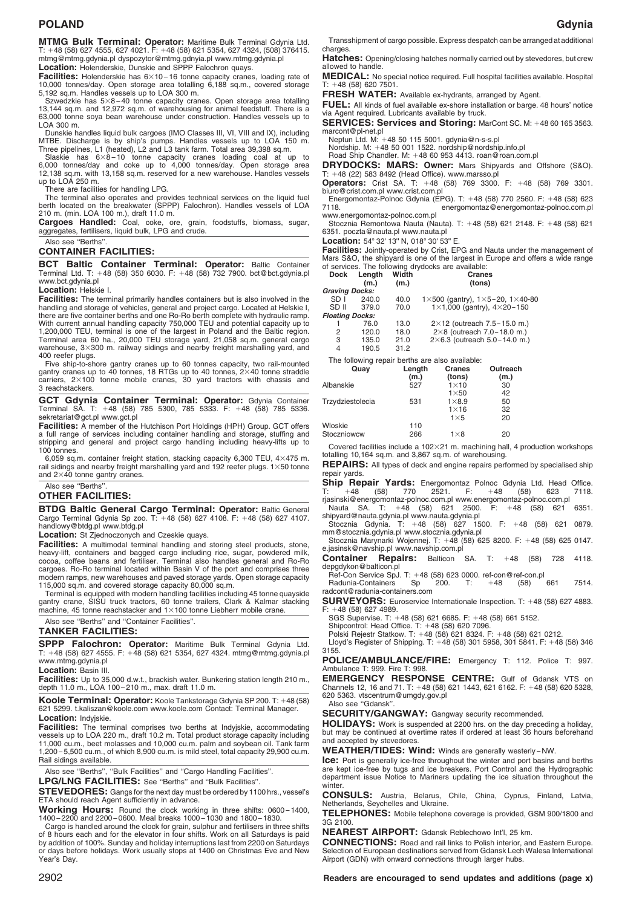**MTMG Bulk Terminal: Operator:** Maritime Bulk Terminal Gdynia Ltd. T: +48 (58) 627 4555, 627 4021. F: +48 (58) 621 5354, 627 4324, (508) 376415. mtmg@mtmg.gdynia.pl dyspozytor@mtmg.gdnyia.pl www.mtmg.gdynia.pl

**Location:** Holenderskie, Dunskie and SPPP Falochron quays.

**Facilities:** Holenderskie has 6×10–16 tonne capacity cranes, loading rate of 10,000 tonnes/day. Open storage area totalling 6,188 sq.m., covered storage 5,192 sq.m. Handles vessels up to LOA 300 m.

Szwedzkie has 5×8–40 tonne capacity cranes. Open storage area totalling 13,144 sq.m. and 12,972 sq.m. of warehousing for animal feedstuff. There is a 63,000 tonne soya bean warehouse under construction. Handles vessels up to LOA 300 m.

Dunskie handles liquid bulk cargoes (IMO Classes III, VI, VIII and IX), including MTBE. Discharge is by ship's pumps. Handles vessels up to LOA 150 m. Three pipelines, L1 (heated), L2 and L3 tank farm. Total area 39,398 sq.m.

Slaskie has 6×8–10 tonne capacity cranes loading coal at up to 6,000 tonnes/day and coke up to 4,000 tonnes/day. Open storage area 12,138 sq.m. with 13,158 sq.m. reserved for a new warehouse. Handles vessels up to LOA 250 m.

There are facilities for handling LPG.

The terminal also operates and provides technical services on the liquid fuel berth located on the breakwater (SPPP) Falochron). Handles vessels of LOA 210 m. (min. LOA 100 m.), draft 11.0 m.

**Cargoes Handled:** Coal, coke, ore, grain, foodstuffs, biomass, sugar, aggregates, fertilisers, liquid bulk, LPG and crude.

Also see "Berths".

### CONTAINER FACILITIES:

**BCT Baltic Container Terminal: Operator:** Baltic Container Terminal Ltd. T: +48 (58) 350 6030. F: +48 (58) 732 7900. bct@bct.gdynia.pl www.bct.gdynia.pl

**Location:** Helskie I.

**Facilities:** The terminal primarily handles containers but is also involved in the handling and storage of vehicles, general and project cargo. Located at Helskie I, there are five container berths and one Ro-Ro berth complete with hydraulic ramp. With current annual handling capacity 750,000 TEU and potential capacity up to 1,200,000 TEU, terminal is one of the largest in Poland and the Baltic region. Terminal area 60 ha., 20,000 TEU storage yard, 21,058 sq.m. general cargo warehouse, 3×300 m. railway sidings and nearby freight marshalling yard, and 400 reefer plugs.

Five ship-to-shore gantry cranes up to 60 tonnes capacity, two rail-mounted gantry cranes up to 40 tonnes, 18 RTGs up to 40 tonnes, 2×40 tonne straddle carriers, 2×100 tonne mobile cranes, 30 yard tractors with chassis and 3 reachstackers.

**GCT Gdynia Container Terminal: Operator:** Gdynia Container Terminal SA. T: +48 (58) 785 5300, 785 5333. F: +48 (58) 785 5336. sekretariat@gct.pl www.gct.pl

**Facilities:** A member of the Hutchison Port Holdings (HPH) Group. GCT offers a full range of services including container handling and storage, stuffing and stripping and general and project cargo handling including heavy-lifts up to 100 tonnes.

6,059 sq.m. container freight station, stacking capacity 6,300 TEU, 4×475 m. rail sidings and nearby freight marshalling yard and 192 reefer plugs. 1×50 tonne and 2×40 tonne gantry cranes.

Also see "Berths".

### OTHER FACILITIES:

**BTDG Baltic General Cargo Terminal: Operator:** Baltic General Cargo Terminal Gdynia Sp zoo. T: +48 (58) 627 4108. F: +48 (58) 627 4107. handlowy@btdg.pl www.btdg.pl

**Location:** St Zjednoczonych and Czeskie quays.

**Facilities:** A multimodal terminal handling and storing steel products, stone, heavy-lift, containers and bagged cargo including rice, sugar, powdered milk, cocoa, coffee beans and fertiliser. Terminal also handles general and Ro-Ro cargoes. Ro-Ro terminal located within Basin V of the port and comprises three modern ramps, new warehouses and paved storage yards. Open storage capacity 115,000 sq.m. and covered storage capacity 80,000 sq.m.

Terminal is equipped with modern handling facilities including 45 tonne quayside gantry crane, SISU truck tractors, 60 tonne trailers, Clark & Kalmar stacking machine, 45 tonne reachstacker and 1×100 tonne Liebherr mobile crane.

Also see "Berths" and "Container Facilities".

### TANKER FACILITIES:

**SPPP Falochron: Operator:** Maritime Bulk Terminal Gdynia Ltd. T: +48 (58) 627 4555. F: +48 (58) 621 5354, 627 4324. mtmg@mtmg.gdynia.pl www.mtmg.gdynia.pl

**Location:** Basin III.

**Facilities:** Up to 35,000 d.w.t., brackish water. Bunkering station length 210 m., depth 11.0 m., LOA 100–210 m., max. draft 11.0 m.

**Koole Terminal: Operator:** Koole Tankstorage Gdynia SP 200. T: +48 (58) 621 5299. t.kaliszan@koole.com www.koole.com Contact: Terminal Manager.

**Location:** Indyjskie.

**Facilities:** The terminal comprises two berths at Indyjskie, accommodating vessels up to LOA 220 m., draft 10.2 m. Total product storage capacity including 11,000 cu.m., beet molasses and 10,000 cu.m. palm and soybean oil. Tank farm 1,200–5,500 cu.m., of which 8,900 cu.m. is mild steel, total capacity 29,900 cu.m. Rail sidings available.

Also see "Berths", "Bulk Facilities" and "Cargo Handling Facilities".

**LPG/LNG FACILITIES:** See "Berths" and "Bulk Facilities".

**STEVEDORES:** Gangs for the next day must be ordered by 1100 hrs., vessel's ETA should reach Agent sufficiently in advance.

**Working Hours:** Round the clock working in three shifts: 0600–1400, 1400–2200 and 2200–0600. Meal breaks 1000–1030 and 1800–1830.

Cargo is handled around the clock for grain, sulphur and fertilisers in three shifts of 8 hours each and for the elevator in four shifts. Work on all Saturdays is paid by addition of 100%. Sunday and holiday interruptions last from 2200 on Saturdays or days before holidays. Work usually stops at 1400 on Christmas Eve and New Year's Day.

Transshipment of cargo possible. Express despatch can be arranged at additional charges.

**Hatches:** Opening/closing hatches normally carried out by stevedores, but crew allowed to handle.

**MEDICAL:** No special notice required. Full hospital facilities available. Hospital T: +48 (58) 620 7501.

**FRESH WATER:** Available ex-hydrants, arranged by Agent.

**FUEL:** All kinds of fuel available ex-shore installation or barge. 48 hours' notice via Agent required. Lubricants available by truck.

**SERVICES: Services and Storing:** MarCont SC. M: +48 60 165 3563. marcont@pl-net.pl

Neptun Ltd. M: +48 50 115 5001. gdynia@n-s-s.pl

Nordship. M: +48 50 001 1522. nordship@nordship.info.pl

Road Ship Chandler. M: +48 60 953 4413. roan@roan.com.pl

**DRYDOCKS: MARS: Owner:** Mars Shipyards and Offshore (S&O). T: +48 (22) 583 8492 (Head Office). www.marsso.pl

**Operators:** Crist SA. T: +48 (58) 769 3300. F: +48 (58) 769 3301. biuro@crist.com.pl www.crist.com.pl

Energomontaz-Polnoc Gdynia (EPG). T: +48 (58) 770 2560. F: +48 (58) 623 7118. energomontaz@energomontaz-polnoc.com.pl www.energomontaz-polnoc.com.pl

Stocznia Remontowa Nauta (Nauta). T: +48 (58) 621 2148. F: +48 (58) 621 6351. poczta@nauta.pl www.nauta.pl

**Location:** 54° 32' 13" N, 018° 30' 53" E.

**Facilities:** Jointly-operated by Crist, EPG and Nauta under the management of Mars S&O, the shipyard is one of the largest in Europe and offers a wide range of services. The following drydocks are available:

| Dock | Length (m.) | Width (m.) | Cranes (tons) |
|---|---|---|---|
| *Graving Docks:* | | | |
| SD I | 240.0 | 40.0 | 1×500 (gantry), 1×5–20, 1×40-80 |
| SD II | 379.0 | 70.0 | 1×1,000 (gantry), 4×20–150 |
| *Floating Docks:* | | | |
| 1 | 76.0 | 13.0 | 2×12 (outreach 7.5–15.0 m.) |
| 2 | 120.0 | 18.0 | 2×8 (outreach 7.0–18.0 m.) |
| 3 | 135.0 | 21.0 | 2×6.3 (outreach 5.0–14.0 m.) |
| 4 | 190.5 | 31.2 | |

The following repair berths are also available:

| Quay | Length (m.) | Cranes (tons) | Outreach (m.) |
|---|---|---|---|
| Albanskie | 527 | 1×10 | 30 |
| | | 1×50 | 42 |
| Trzydziestolecia | 531 | 1×8.9 | 50 |
| | | 1×16 | 32 |
| | | 1×5 | 20 |
| Wloskie | 110 | | |
| Stoczniowcw | 266 | 1×8 | 20 |

Covered facilities include a 102×21 m. machining hall, 4 production workshops totalling 10,164 sq.m. and 3,867 sq.m. of warehousing.

**REPAIRS:** All types of deck and engine repairs performed by specialised ship repair yards.

**Ship Repair Yards:** Energomontaz Polnoc Gdynia Ltd. Head Office. T: +48 (58) 770 2521. F: +48 (58) 623 7118. rjasinski@energomontaz-polnoc.com.pl www.energomontaz-polnoc.com.pl

Nauta SA. T: +48 (58) 621 2500. F: +48 (58) 621 6351. shipyard@nauta.gdynia.pl www.nauta.gdynia.pl

Stocznia Gdynia. T: +48 (58) 627 1500. F: +48 (58) 621 0879. mm@stocznia.gdynia.pl www.stocznia.gdynia.pl

Stocznia Marynarki Wojennej. T: +48 (58) 625 8200. F: +48 (58) 625 0147. e.jasinsk@navship.pl www.navship.com.pl

**Container Repairs:** Balticon SA. T: +48 (58) 728 4118. depgdykon@balticon.pl

Ref-Con Service SpJ. T: +48 (58) 623 0000. ref-con@ref-con.pl

Radunia-Containers Sp 200. T: +48 (58) 661 7514. radcont@radunia-containers.com

**SURVEYORS:** Euroservice Internationale Inspection. T: +48 (58) 627 4883. F: +48 (58) 627 4989.

SGS Supervise. T: +48 (58) 621 6685. F: +48 (58) 661 5152.

Shipcontrol: Head Office. T: +48 (58) 620 7096.

Polski Rejestr Statkow. T: +48 (58) 621 8324. F: +48 (58) 621 0212.

Lloyd's Register of Shipping. T: +48 (58) 301 5958, 301 5841. F: +48 (58) 346 3155.

**POLICE/AMBULANCE/FIRE:** Emergency T: 112. Police T: 997. Ambulance T: 999. Fire T: 998.

**EMERGENCY RESPONSE CENTRE:** Gulf of Gdansk VTS on Channels 12, 16 and 71. T: +48 (58) 621 1443, 621 6162. F: +48 (58) 620 5328, 620 5363. vtscentrum@umgdy.gov.pl

Also see "Gdansk".

**SECURITY/GANGWAY:** Gangway security recommended.

**HOLIDAYS:** Work is suspended at 2200 hrs. on the day preceding a holiday, but may be continued at overtime rates if ordered at least 36 hours beforehand and accepted by stevedores.

**WEATHER/TIDES: Wind:** Winds are generally westerly–NW.

**Ice:** Port is generally ice-free throughout the winter and port basins and berths are kept ice-free by tugs and ice breakers. Port Control and the Hydrographic department issue Notice to Mariners updating the ice situation throughout the winter.

**CONSULS:** Austria, Belarus, Chile, China, Cyprus, Finland, Latvia, Netherlands, Seychelles and Ukraine.

**TELEPHONES:** Mobile telephone coverage is provided, GSM 900/1800 and 3G 2100.

**NEAREST AIRPORT:** Gdansk Reblechowo Int'l, 25 km.

**CONNECTIONS:** Road and rail links to Polish interior, and Eastern Europe. Selection of European destinations served from Gdansk Lech Walesa International Airport (GDN) with onward connections through larger hubs.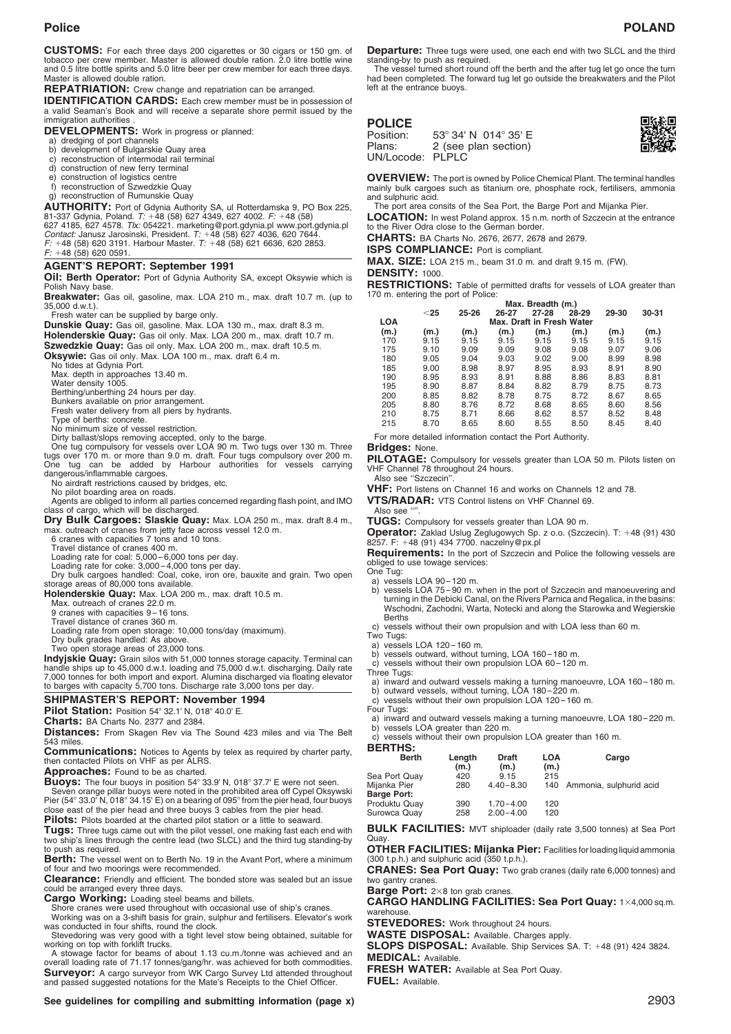**CUSTOMS:** For each three days 200 cigarettes or 30 cigars or 150 gm. of tobacco per crew member. Master is allowed double ration. 2.0 litre bottle wine and 0.5 litre bottle spirits and 5.0 litre beer per crew member for each three days. Master is allowed double ration.

**REPATRIATION:** Crew change and repatriation can be arranged.

**IDENTIFICATION CARDS:** Each crew member must be in possession of a valid Seaman's Book and will receive a separate shore permit issued by the immigration authorities .

**DEVELOPMENTS:** Work in progress or planned:

a) dredging of port channels
b) development of Bulgarskie Quay area
c) reconstruction of intermodal rail terminal
d) construction of new ferry terminal
e) construction of logistics centre
f) reconstruction of Szwedzkie Quay
g) reconstruction of Rumunskie Quay

**AUTHORITY:** Port of Gdynia Authority SA, ul Rotterdamska 9, PO Box 225, 81-337 Gdynia, Poland. *T:* +48 (58) 627 4349, 627 4002. *F:* +48 (58) 627 4185, 627 4578. *Tlx:* 054221. marketing@port.gdynia.pl www.port.gdynia.pl *Contact:* Janusz Jarosinski, President. *T:* +48 (58) 627 4036, 620 7644. *F:* +48 (58) 620 3191. Harbour Master. *T:* +48 (58) 621 6636, 620 2853. *F:* +48 (58) 620 0591.

## AGENT'S REPORT: September 1991

**Oil: Berth Operator:** Port of Gdynia Authority SA, except Oksywie which is Polish Navy base.

**Breakwater:** Gas oil, gasoline, max. LOA 210 m., max. draft 10.7 m. (up to 35,000 d.w.t.).

Fresh water can be supplied by barge only.

**Dunskie Quay:** Gas oil, gasoline. Max. LOA 130 m., max. draft 8.3 m.

**Holenderskie Quay:** Gas oil only. Max. LOA 200 m., max. draft 10.7 m.

**Szwedzkie Quay:** Gas oil only. Max. LOA 200 m., max. draft 10.5 m.

**Oksywie:** Gas oil only. Max. LOA 100 m., max. draft 6.4 m.

No tides at Gdynia Port.
Max. depth in approaches 13.40 m.
Water density 1005.
Berthing/unberthing 24 hours per day.
Bunkers available on prior arrangement.
Fresh water delivery from all piers by hydrants.
Type of berths: concrete.
No minimum size of vessel restriction.
Dirty ballast/slops removing accepted, only to the barge.
One tug compulsory for vessels over LOA 90 m. Two tugs over 130 m. Three tugs over 170 m. or more than 9.0 m. draft. Four tugs compulsory over 200 m. One tug can be added by Harbour authorities for vessels carrying dangerous/inflammable cargoes.
No airdraft restrictions caused by bridges, etc.
No pilot boarding area on roads.
Agents are obliged to inform all parties concerned regarding flash point, and IMO class of cargo, which will be discharged.

**Dry Bulk Cargoes: Slaskie Quay:** Max. LOA 250 m., max. draft 8.4 m., max. outreach of cranes from jetty face across vessel 12.0 m.

6 cranes with capacities 7 tons and 10 tons.
Travel distance of cranes 400 m.
Loading rate for coal: 5,000 – 6,000 tons per day.
Loading rate for coke: 3,000 – 4,000 tons per day.
Dry bulk cargoes handled: Coal, coke, iron ore, bauxite and grain. Two open storage areas of 80,000 tons available.

**Holenderskie Quay:** Max. LOA 200 m., max. draft 10.5 m.

Max. outreach of cranes 22.0 m.
9 cranes with capacities 9 – 16 tons.
Travel distance of cranes 360 m.
Loading rate from open storage: 10,000 tons/day (maximum).
Dry bulk grades handled: As above.
Two open storage areas of 23,000 tons.

**Indyjskie Quay:** Grain silos with 51,000 tonnes storage capacity. Terminal can handle ships up to 45,000 d.w.t. loading and 75,000 d.w.t. discharging. Daily rate 7,000 tonnes for both import and export. Alumina discharged via floating elevator to barges with capacity 5,700 tons. Discharge rate 3,000 tons per day.

## SHIPMASTER'S REPORT: November 1994

**Pilot Station:** Position 54° 32.1' N, 018° 40.0' E.

**Charts:** BA Charts No. 2377 and 2384.

**Distances:** From Skagen Rev via The Sound 423 miles and via The Belt 543 miles.

**Communications:** Notices to Agents by telex as required by charter party, then contacted Pilots on VHF as per ALRS.

**Approaches:** Found to be as charted.

**Buoys:** The four buoys in position 54° 33.9' N, 018° 37.7' E were not seen. Seven orange pillar buoys were noted in the prohibited area off Cypel Oksywski Pier (54° 33.0' N, 018° 34.15' E) on a bearing of 095° from the pier head, four buoys close east of the pier head and three buoys 3 cables from the pier head.

**Pilots:** Pilots boarded at the charted pilot station or a little to seaward.

**Tugs:** Three tugs came out with the pilot vessel, one making fast each end with two ship's lines through the centre lead (two SLCL) and the third tug standing-by to push as required.

**Berth:** The vessel went on to Berth No. 19 in the Avant Port, where a minimum of four and two moorings were recommended.

**Clearance:** Friendly and efficient. The bonded store was sealed but an issue could be arranged every three days.

**Cargo Working:** Loading steel beams and billets.

Shore cranes were used throughout with occasional use of ship's cranes.
Working was on a 3-shift basis for grain, sulphur and fertilisers. Elevator's work was conducted in four shifts, round the clock.
Stevedoring was very good with a tight level stow being obtained, suitable for working on top with forklift trucks.
A stowage factor for beams of about 1.13 cu.m./tonne was achieved and an overall loading rate of 71.17 tonnes/gang/hr. was achieved for both commodities.

**Surveyor:** A cargo surveyor from WK Cargo Survey Ltd attended throughout and passed suggested notations for the Mate's Receipts to the Chief Officer.

**Departure:** Three tugs were used, one each end with two SLCL and the third standing-by to push as required.

The vessel turned short round off the berth and the after tug let go once the turn had been completed. The forward tug let go outside the breakwaters and the Pilot left at the entrance buoys.

# POLICE

Position: 53° 34' N 014° 35' E
Plans: 2 (see plan section)
UN/Locode: PLPLC

**OVERVIEW:** The port is owned by Police Chemical Plant. The terminal handles mainly bulk cargoes such as titanium ore, phosphate rock, fertilisers, ammonia and sulphuric acid.

The port area consits of the Sea Port, the Barge Port and Mijanka Pier.

**LOCATION:** In west Poland approx. 15 n.m. north of Szczecin at the entrance to the River Odra close to the German border.

**CHARTS:** BA Charts No. 2676, 2677, 2678 and 2679.

**ISPS COMPLIANCE:** Port is compliant.

**MAX. SIZE:** LOA 215 m., beam 31.0 m. and draft 9.15 m. (FW).

**DENSITY:** 1000.

**RESTRICTIONS:** Table of permitted drafts for vessels of LOA greater than 170 m. entering the port of Police:

| | Max. Breadth (m.) | | | | | | |
|---|---|---|---|---|---|---|---|
| | <25 | 25-26 | 26-27 | 27-28 | 28-29 | 29-30 | 30-31 |
| LOA | | | Max. Draft in Fresh Water | | | | |
| (m.) | (m.) | (m.) | (m.) | (m.) | (m.) | (m.) | (m.) |
| 170 | 9.15 | 9.15 | 9.15 | 9.15 | 9.15 | 9.15 | 9.15 |
| 175 | 9.10 | 9.09 | 9.09 | 9.08 | 9.08 | 9.07 | 9.06 |
| 180 | 9.05 | 9.04 | 9.03 | 9.02 | 9.00 | 8.99 | 8.98 |
| 185 | 9.00 | 8.98 | 8.97 | 8.95 | 8.93 | 8.91 | 8.90 |
| 190 | 8.95 | 8.93 | 8.91 | 8.88 | 8.86 | 8.83 | 8.81 |
| 195 | 8.90 | 8.87 | 8.84 | 8.82 | 8.79 | 8.75 | 8.73 |
| 200 | 8.85 | 8.82 | 8.78 | 8.75 | 8.72 | 8.67 | 8.65 |
| 205 | 8.80 | 8.76 | 8.72 | 8.68 | 8.65 | 8.60 | 8.56 |
| 210 | 8.75 | 8.71 | 8.66 | 8.62 | 8.57 | 8.52 | 8.48 |
| 215 | 8.70 | 8.65 | 8.60 | 8.55 | 8.50 | 8.45 | 8.40 |

For more detailed information contact the Port Authority.

**Bridges:** None.

**PILOTAGE:** Compulsory for vessels greater than LOA 50 m. Pilots listen on VHF Channel 78 throughout 24 hours.

Also see "Szczecin".

**VHF:** Port listens on Channel 16 and works on Channels 12 and 78.

**VTS/RADAR:** VTS Control listens on VHF Channel 69.

Also see "".

**TUGS:** Compulsory for vessels greater than LOA 90 m.

**Operator:** Zaklad Uslug Zeglugowych Sp. z o.o. (Szczecin). T: +48 (91) 430 8257. F: +48 (91) 434 7700. naczelny@px.pl

**Requirements:** In the port of Szczecin and Police the following vessels are obliged to use towage services:

One Tug:

a) vessels LOA 90 – 120 m.
b) vessels LOA 75 – 90 m. when in the port of Szczecin and manoeuvering and turning in the Debicki Canal, on the Rivers Parnica and Regalica, in the basins: Wschodni, Zachodni, Warta, Notecki and along the Starowka and Wegierskie Berths
c) vessels without their own propulsion and with LOA less than 60 m.

Two Tugs:

a) vessels LOA 120 – 160 m.
b) vessels outward, without turning, LOA 160 – 180 m.
c) vessels without their own propulsion LOA 60 – 120 m.

Three Tugs:

a) inward and outward vessels making a turning manoeuvre, LOA 160 – 180 m.
b) outward vessels, without turning, LOA 180 – 220 m.
c) vessels without their own propulsion LOA 120 – 160 m.

Four Tugs:

a) inward and outward vessels making a turning manoeuvre, LOA 180 – 220 m.
b) vessels LOA greater than 220 m.
c) vessels without their own propulsion LOA greater than 160 m.

**BERTHS:**

| Berth | Length (m.) | Draft (m.) | LOA (m.) | Cargo |
|---|---|---|---|---|
| Sea Port Quay | 420 | 9.15 | 215 | |
| Mijanka Pier | 280 | 4.40 – 8.30 | 140 | Ammonia, sulphurid acid |
| **Barge Port:** | | | | |
| Produktu Quay | 390 | 1.70 – 4.00 | 120 | |
| Surowca Quay | 258 | 2.00 – 4.00 | 120 | |

**BULK FACILITIES:** MVT shiploader (daily rate 3,500 tonnes) at Sea Port Quay.

**OTHER FACILITIES: Mijanka Pier:** Facilities for loading liquid ammonia (300 t.p.h.) and sulphuric acid (350 t.p.h.).

**CRANES: Sea Port Quay:** Two grab cranes (daily rate 6,000 tonnes) and two gantry cranes.

**Barge Port:** 2×8 ton grab cranes.

**CARGO HANDLING FACILITIES: Sea Port Quay:** 1×4,000 sq.m. warehouse.

**STEVEDORES:** Work throughout 24 hours.

**WASTE DISPOSAL:** Available. Charges apply.

**SLOPS DISPOSAL:** Available. Ship Services SA. T: +48 (91) 424 3824.

**MEDICAL:** Available.

**FRESH WATER:** Available at Sea Port Quay.

**FUEL:** Available.